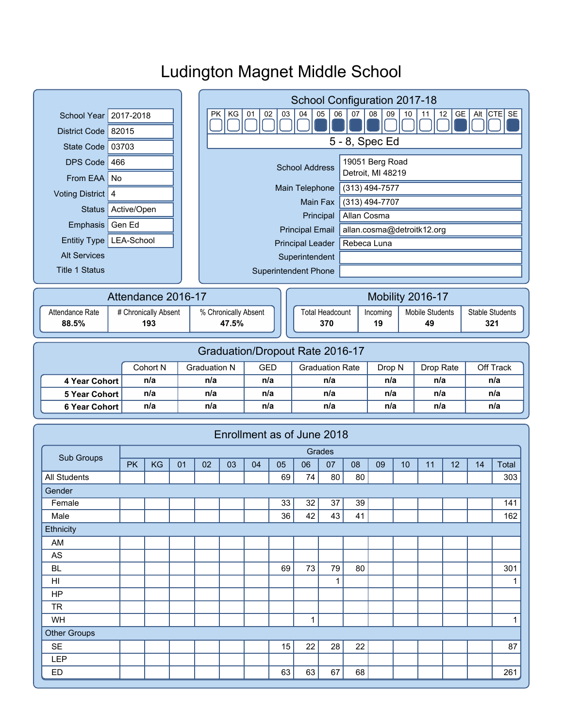# Ludington Magnet Middle School

| | |
|---|---|
| School Year | 2017-2018 |
| District Code | 82015 |
| State Code | 03703 |
| DPS Code | 466 |
| From EAA | No |
| Voting District | 4 |
| Status | Active/Open |
| Emphasis | Gen Ed |
| Entitiy Type | LEA-School |
| Alt Services | |
| Title 1 Status | |

## School Configuration 2017-18

| PK | KG | 01 | 02 | 03 | 04 | 05 | 06 | 07 | 08 | 09 | 10 | 11 | 12 | GE | Alt | CTE | SE |
|---|---|---|---|---|---|---|---|---|---|---|---|---|---|---|---|---|---|
| | | | | | | ■ | ■ | ■ | ■ | | | | | ■ | | | ■ |

5 - 8, Spec Ed

| | |
|---|---|
| School Address | 19051 Berg Road<br>Detroit, MI 48219 |
| Main Telephone | (313) 494-7577 |
| Main Fax | (313) 494-7707 |
| Principal | Allan Cosma |
| Principal Email | allan.cosma@detroitk12.org |
| Principal Leader | Rebeca Luna |
| Superintendent | |
| Superintendent Phone | |

## Attendance 2016-17

| Attendance Rate | # Chronically Absent | % Chronically Absent |
|---|---|---|
| 88.5% | 193 | 47.5% |

## Mobility 2016-17

| Total Headcount | Incoming | Mobile Students | Stable Students |
|---|---|---|---|
| 370 | 19 | 49 | 321 |

## Graduation/Dropout Rate 2016-17

| | Cohort N | Graduation N | GED | Graduation Rate | Drop N | Drop Rate | Off Track |
|---|---|---|---|---|---|---|---|
| **4 Year Cohort** | n/a | n/a | n/a | n/a | n/a | n/a | n/a |
| **5 Year Cohort** | n/a | n/a | n/a | n/a | n/a | n/a | n/a |
| **6 Year Cohort** | n/a | n/a | n/a | n/a | n/a | n/a | n/a |

## Enrollment as of June 2018

| Sub Groups | Grades | | | | | | | | | | | | | | | |
|---|---|---|---|---|---|---|---|---|---|---|---|---|---|---|---|---|
| | PK | KG | 01 | 02 | 03 | 04 | 05 | 06 | 07 | 08 | 09 | 10 | 11 | 12 | 14 | Total |
| All Students | | | | | | | 69 | 74 | 80 | 80 | | | | | | 303 |
| Gender | | | | | | | | | | | | | | | | |
| Female | | | | | | | 33 | 32 | 37 | 39 | | | | | | 141 |
| Male | | | | | | | 36 | 42 | 43 | 41 | | | | | | 162 |
| Ethnicity | | | | | | | | | | | | | | | | |
| AM | | | | | | | | | | | | | | | | |
| AS | | | | | | | | | | | | | | | | |
| BL | | | | | | | 69 | 73 | 79 | 80 | | | | | | 301 |
| HI | | | | | | | | | 1 | | | | | | | 1 |
| HP | | | | | | | | | | | | | | | | |
| TR | | | | | | | | | | | | | | | | |
| WH | | | | | | | | 1 | | | | | | | | 1 |
| Other Groups | | | | | | | | | | | | | | | | |
| SE | | | | | | | 15 | 22 | 28 | 22 | | | | | | 87 |
| LEP | | | | | | | | | | | | | | | | |
| ED | | | | | | | 63 | 63 | 67 | 68 | | | | | | 261 |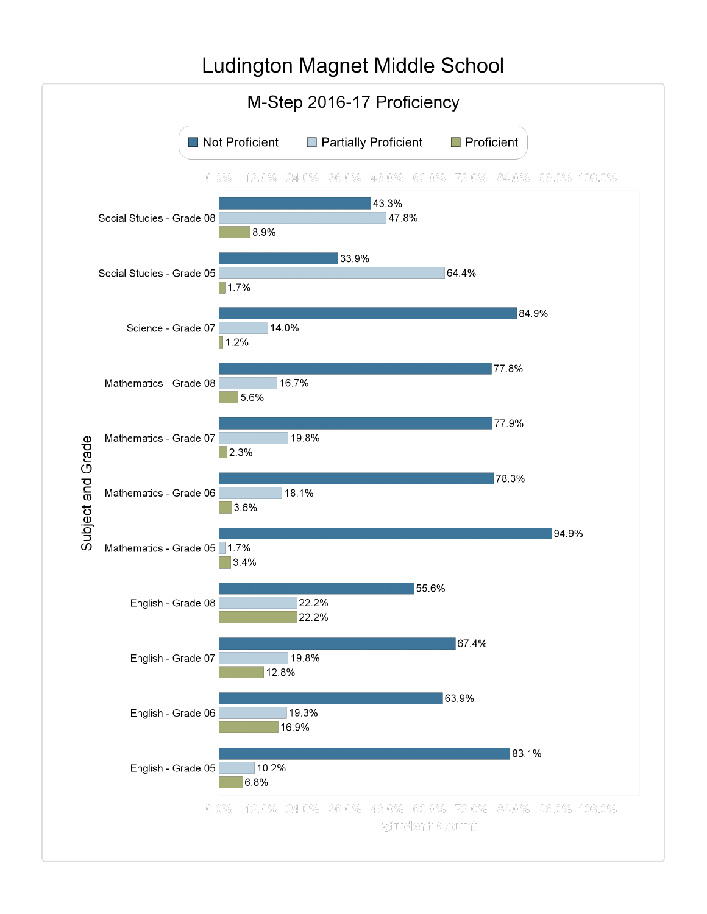# Ludington Magnet Middle School

## M-Step 2016-17 Proficiency

| Subject and Grade | Not Proficient | Partially Proficient | Proficient |
|---|---|---|---|
| Social Studies - Grade 08 | 43.3% | 47.8% | 8.9% |
| Social Studies - Grade 05 | 33.9% | 64.4% | 1.7% |
| Science - Grade 07 | 84.9% | 14.0% | 1.2% |
| Mathematics - Grade 08 | 77.8% | 16.7% | 5.6% |
| Mathematics - Grade 07 | 77.9% | 19.8% | 2.3% |
| Mathematics - Grade 06 | 78.3% | 18.1% | 3.6% |
| Mathematics - Grade 05 | 94.9% | 1.7% | 3.4% |
| English - Grade 08 | 55.6% | 22.2% | 22.2% |
| English - Grade 07 | 67.4% | 19.8% | 12.8% |
| English - Grade 06 | 63.9% | 19.3% | 16.9% |
| English - Grade 05 | 83.1% | 10.2% | 6.8% |

Student Count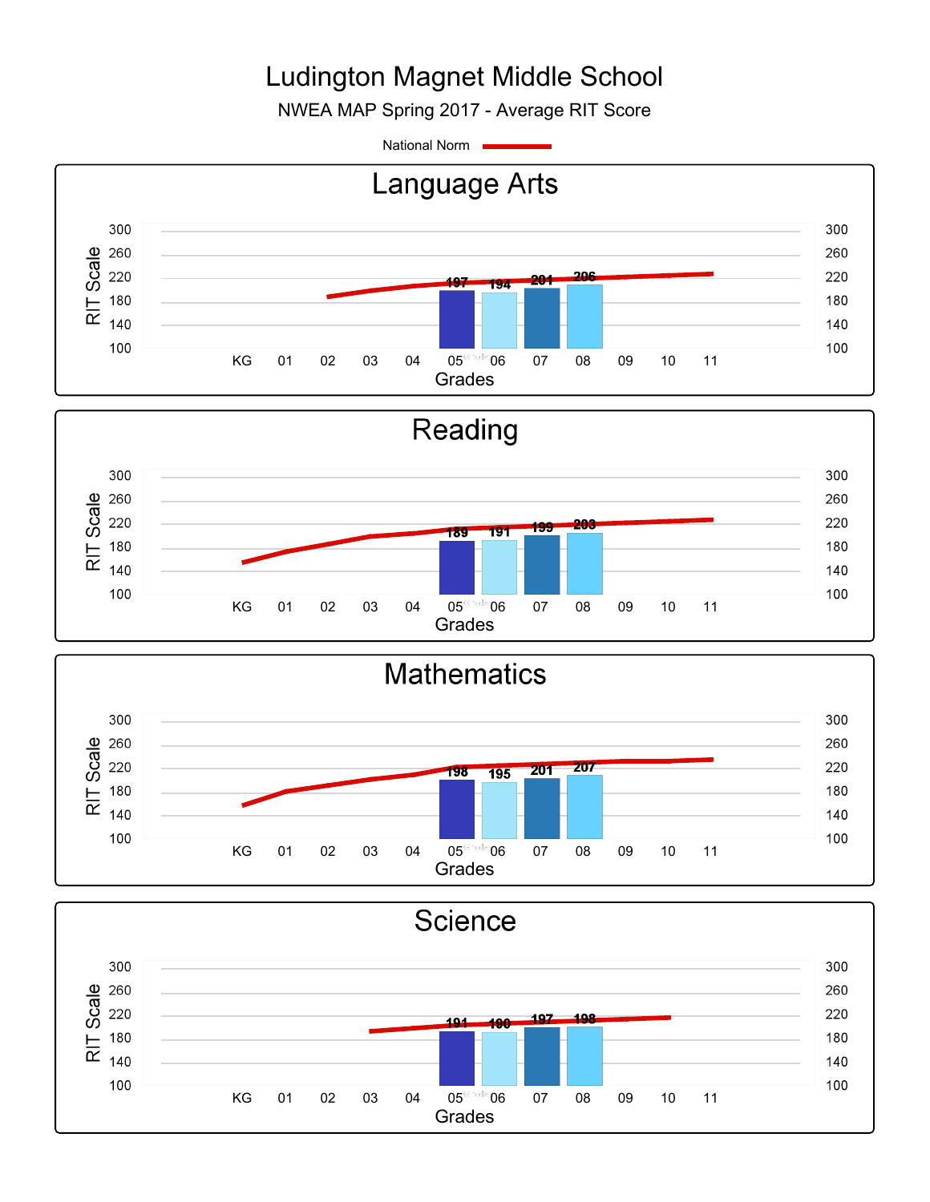# Ludington Magnet Middle School

NWEA MAP Spring 2017 - Average RIT Score

National Norm

## Language Arts

| Grades | 05 | 06 | 07 | 08 |
|---|---|---|---|---|
| Average RIT Score | 197 | 194 | 201 | 206 |

## Reading

| Grades | 05 | 06 | 07 | 08 |
|---|---|---|---|---|
| Average RIT Score | 189 | 191 | 199 | 203 |

## Mathematics

| Grades | 05 | 06 | 07 | 08 |
|---|---|---|---|---|
| Average RIT Score | 198 | 195 | 201 | 207 |

## Science

| Grades | 05 | 06 | 07 | 08 |
|---|---|---|---|---|
| Average RIT Score | 191 | 190 | 197 | 198 |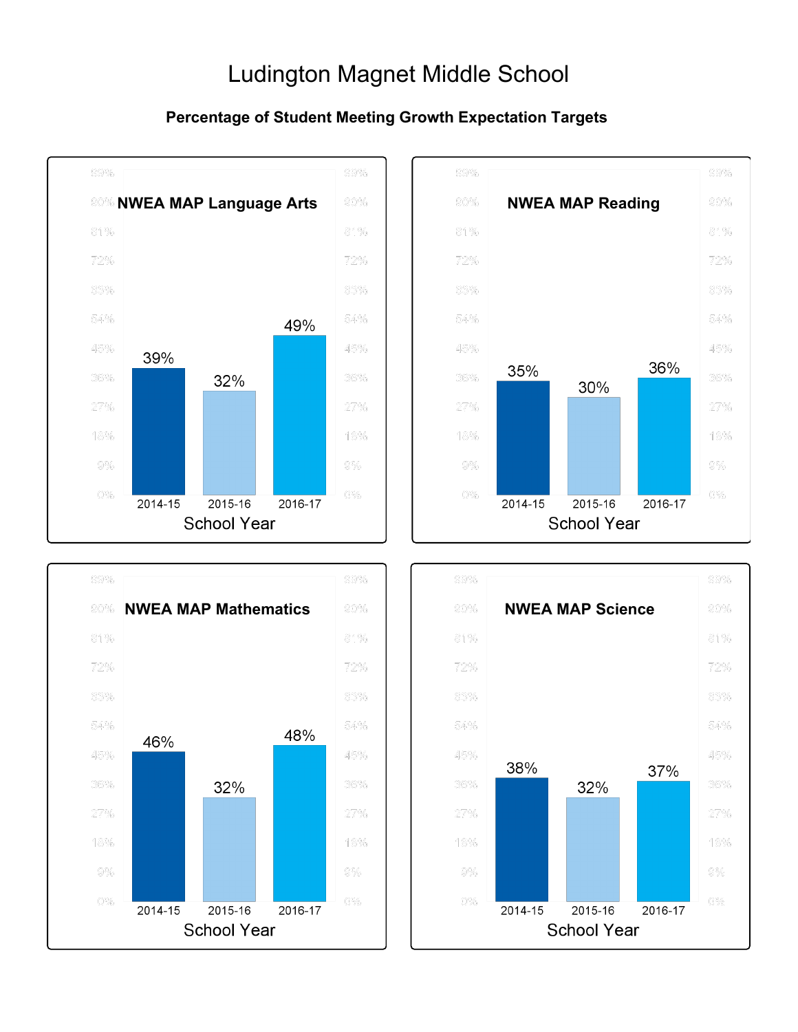# Ludington Magnet Middle School

**Percentage of Student Meeting Growth Expectation Targets**

**NWEA MAP Language Arts**

39%
32%
49%

2014-15
2015-16
2016-17

School Year

**NWEA MAP Reading**

35%
30%
36%

2014-15
2015-16
2016-17

School Year

**NWEA MAP Mathematics**

46%
32%
48%

2014-15
2015-16
2016-17

School Year

**NWEA MAP Science**

38%
32%
37%

2014-15
2015-16
2016-17

School Year